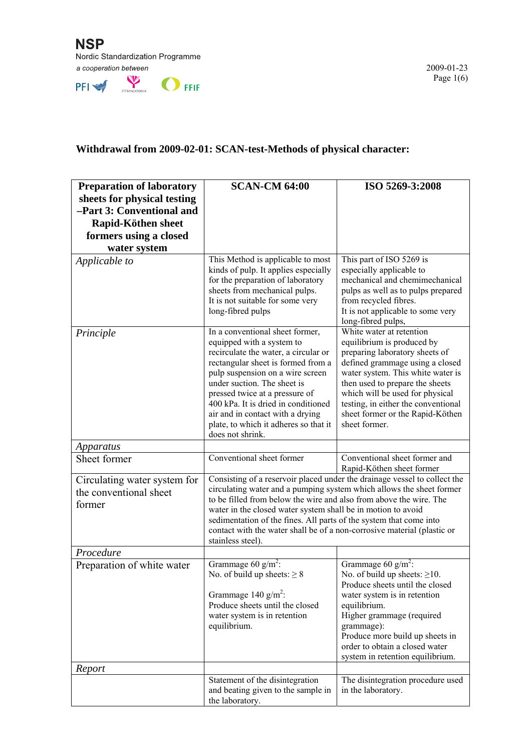NSP
Nordic Standardization Programme
*a cooperation between*
PFI STFI-PACKFORSK FFIF

2009-01-23

## Withdrawal from 2009-02-01: SCAN-test-Methods of physical character:

| **Preparation of laboratory sheets for physical testing –Part 3: Conventional and Rapid-Köthen sheet formers using a closed water system** | **SCAN-CM 64:00** | **ISO 5269-3:2008** |
|---|---|---|
| *Applicable to* | This Method is applicable to most kinds of pulp. It applies especially for the preparation of laboratory sheets from mechanical pulps. It is not suitable for some very long-fibred pulps | This part of ISO 5269 is especially applicable to mechanical and chemimechanical pulps as well as to pulps prepared from recycled fibres. It is not applicable to some very long-fibred pulps, |
| *Principle* | In a conventional sheet former, equipped with a system to recirculate the water, a circular or rectangular sheet is formed from a pulp suspension on a wire screen under suction. The sheet is pressed twice at a pressure of 400 kPa. It is dried in conditioned air and in contact with a drying plate, to which it adheres so that it does not shrink. | White water at retention equilibrium is produced by preparing laboratory sheets of defined grammage using a closed water system. This white water is then used to prepare the sheets which will be used for physical testing, in either the conventional sheet former or the Rapid-Köthen sheet former. |
| *Apparatus* | | |
| Sheet former | Conventional sheet former | Conventional sheet former and Rapid-Köthen sheet former |
| Circulating water system for the conventional sheet former | Consisting of a reservoir placed under the drainage vessel to collect the circulating water and a pumping system which allows the sheet former to be filled from below the wire and also from above the wire. The water in the closed water system shall be in motion to avoid sedimentation of the fines. All parts of the system that come into contact with the water shall be of a non-corrosive material (plastic or stainless steel). | |
| *Procedure* | | |
| Preparation of white water | Grammage 60 g/m$^2$:<br>No. of build up sheets: ≥ 8<br><br>Grammage 140 g/m$^2$:<br>Produce sheets until the closed water system is in retention equilibrium. | Grammage 60 g/m$^2$:<br>No. of build up sheets: ≥10.<br>Produce sheets until the closed water system is in retention equilibrium.<br>Higher grammage (required grammage):<br>Produce more build up sheets in order to obtain a closed water system in retention equilibrium. |
| *Report* | | |
| | Statement of the disintegration and beating given to the sample in the laboratory. | The disintegration procedure used in the laboratory. |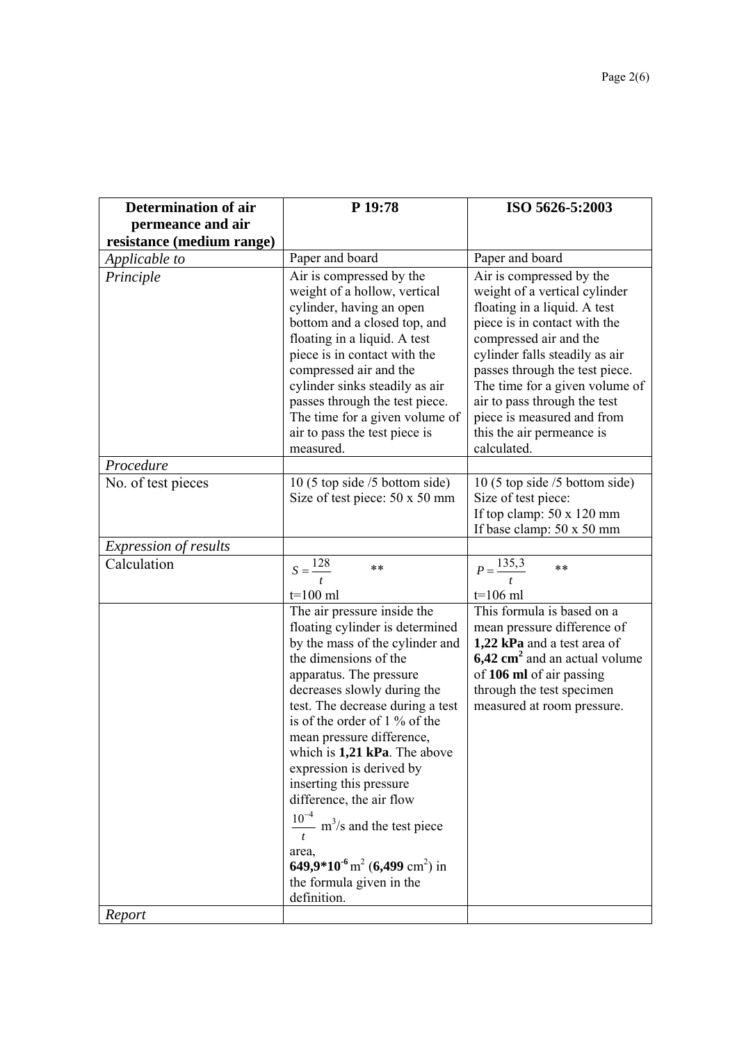| Determination of air permeance and air resistance (medium range) | P 19:78 | ISO 5626-5:2003 |
| --- | --- | --- |
| *Applicable to* | Paper and board | Paper and board |
| *Principle* | Air is compressed by the weight of a hollow, vertical cylinder, having an open bottom and a closed top, and floating in a liquid. A test piece is in contact with the compressed air and the cylinder sinks steadily as air passes through the test piece. The time for a given volume of air to pass the test piece is measured. | Air is compressed by the weight of a vertical cylinder floating in a liquid. A test piece is in contact with the compressed air and the cylinder falls steadily as air passes through the test piece. The time for a given volume of air to pass through the test piece is measured and from this the air permeance is calculated. |
| *Procedure* | | |
| No. of test pieces | 10 (5 top side /5 bottom side) Size of test piece: 50 x 50 mm | 10 (5 top side /5 bottom side) Size of test piece: If top clamp: 50 x 120 mm If base clamp: 50 x 50 mm |
| *Expression of results* | | |
| Calculation | $S = \frac{128}{t}$ ** t=100 ml | $P = \frac{135,3}{t}$ ** t=106 ml |
| | The air pressure inside the floating cylinder is determined by the mass of the cylinder and the dimensions of the apparatus. The pressure decreases slowly during the test. The decrease during a test is of the order of 1 % of the mean pressure difference, which is **1,21 kPa**. The above expression is derived by inserting this pressure difference, the air flow $\frac{10^{-4}}{t}$ $m^3$/s and the test piece area, **$649{,}9 \cdot 10^{-6}$** $m^2$ (**6,499** $cm^2$) in the formula given in the definition. | This formula is based on a mean pressure difference of **1,22 kPa** and a test area of **6,42 $cm^2$** and an actual volume of **106 ml** of air passing through the test specimen measured at room pressure. |
| *Report* | | |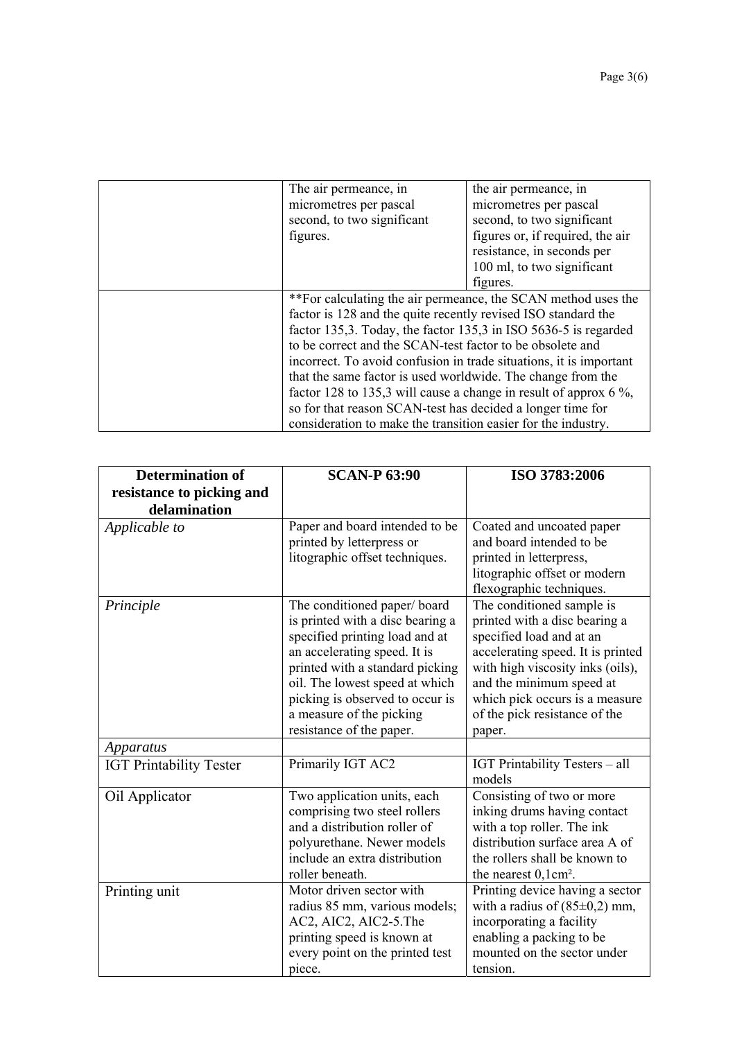| | | |
|---|---|---|
| | The air permeance, in micrometres per pascal second, to two significant figures. | the air permeance, in micrometres per pascal second, to two significant figures or, if required, the air resistance, in seconds per 100 ml, to two significant figures. |
| | **For calculating the air permeance, the SCAN method uses the factor is 128 and the quite recently revised ISO standard the factor 135,3. Today, the factor 135,3 in ISO 5636-5 is regarded to be correct and the SCAN-test factor to be obsolete and incorrect. To avoid confusion in trade situations, it is important that the same factor is used worldwide. The change from the factor 128 to 135,3 will cause a change in result of approx 6 %, so for that reason SCAN-test has decided a longer time for consideration to make the transition easier for the industry. | |

| **Determination of resistance to picking and delamination** | **SCAN-P 63:90** | **ISO 3783:2006** |
|---|---|---|
| *Applicable to* | Paper and board intended to be printed by letterpress or litographic offset techniques. | Coated and uncoated paper and board intended to be printed in letterpress, litographic offset or modern flexographic techniques. |
| *Principle* | The conditioned paper/ board is printed with a disc bearing a specified printing load and at an accelerating speed. It is printed with a standard picking oil. The lowest speed at which picking is observed to occur is a measure of the picking resistance of the paper. | The conditioned sample is printed with a disc bearing a specified load and at an accelerating speed. It is printed with high viscosity inks (oils), and the minimum speed at which pick occurs is a measure of the pick resistance of the paper. |
| *Apparatus* | | |
| IGT Printability Tester | Primarily IGT AC2 | IGT Printability Testers – all models |
| Oil Applicator | Two application units, each comprising two steel rollers and a distribution roller of polyurethane. Newer models include an extra distribution roller beneath. | Consisting of two or more inking drums having contact with a top roller. The ink distribution surface area A of the rollers shall be known to the nearest 0,1cm². |
| Printing unit | Motor driven sector with radius 85 mm, various models; AC2, AIC2, AIC2-5.The printing speed is known at every point on the printed test piece. | Printing device having a sector with a radius of (85±0,2) mm, incorporating a facility enabling a packing to be mounted on the sector under tension. |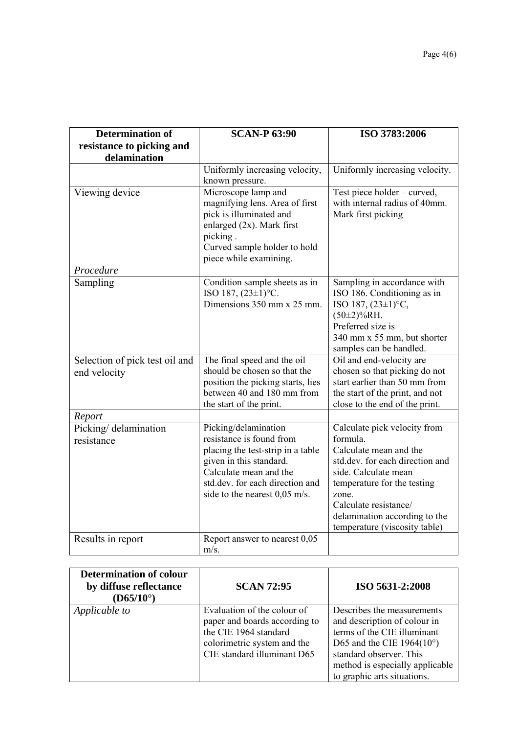| Determination of resistance to picking and delamination | SCAN-P 63:90 | ISO 3783:2006 |
|---|---|---|
| | Uniformly increasing velocity, known pressure. | Uniformly increasing velocity. |
| Viewing device | Microscope lamp and magnifying lens. Area of first pick is illuminated and enlarged (2x). Mark first picking .<br>Curved sample holder to hold piece while examining. | Test piece holder – curved, with internal radius of 40mm. Mark first picking |
| *Procedure* | | |
| Sampling | Condition sample sheets as in ISO 187, (23±1)°C.<br>Dimensions 350 mm x 25 mm. | Sampling in accordance with ISO 186. Conditioning as in ISO 187, (23±1)°C, (50±2)%RH.<br>Preferred size is 340 mm x 55 mm, but shorter samples can be handled. |
| Selection of pick test oil and end velocity | The final speed and the oil should be chosen so that the position the picking starts, lies between 40 and 180 mm from the start of the print. | Oil and end-velocity are chosen so that picking do not start earlier than 50 mm from the start of the print, and not close to the end of the print. |
| *Report* | | |
| Picking/ delamination resistance | Picking/delamination resistance is found from placing the test-strip in a table given in this standard.<br>Calculate mean and the std.dev. for each direction and side to the nearest 0,05 m/s. | Calculate pick velocity from formula.<br>Calculate mean and the std.dev. for each direction and side. Calculate mean temperature for the testing zone.<br>Calculate resistance/ delamination according to the temperature (viscosity table) |
| Results in report | Report answer to nearest 0,05 m/s. | |

| Determination of colour by diffuse reflectance (D65/10°) | SCAN 72:95 | ISO 5631-2:2008 |
|---|---|---|
| *Applicable to* | Evaluation of the colour of paper and boards according to the CIE 1964 standard colorimetric system and the CIE standard illuminant D65 | Describes the measurements and description of colour in terms of the CIE illuminant D65 and the CIE 1964(10°) standard observer. This method is especially applicable to graphic arts situations. |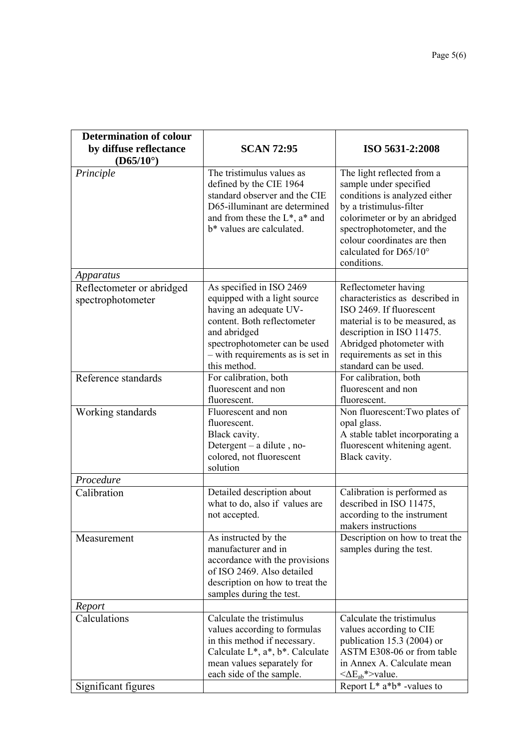| **Determination of colour by diffuse reflectance (D65/10°)** | **SCAN 72:95** | **ISO 5631-2:2008** |
|---|---|---|
| *Principle* | The tristimulus values as defined by the CIE 1964 standard observer and the CIE D65-illuminant are determined and from these the L*, a* and b* values are calculated. | The light reflected from a sample under specified conditions is analyzed either by a tristimulus-filter colorimeter or by an abridged spectrophotometer, and the colour coordinates are then calculated for D65/10° conditions. |
| *Apparatus* | | |
| Reflectometer or abridged spectrophotometer | As specified in ISO 2469 equipped with a light source having an adequate UV-content. Both reflectometer and abridged spectrophotometer can be used – with requirements as is set in this method. | Reflectometer having characteristics as described in ISO 2469. If fluorescent material is to be measured, as description in ISO 11475. Abridged photometer with requirements as set in this standard can be used. |
| Reference standards | For calibration, both fluorescent and non fluorescent. | For calibration, both fluorescent and non fluorescent. |
| Working standards | Fluorescent and non fluorescent.<br>Black cavity.<br>Detergent – a dilute , no-colored, not fluorescent solution | Non fluorescent:Two plates of opal glass.<br>A stable tablet incorporating a fluorescent whitening agent.<br>Black cavity. |
| *Procedure* | | |
| Calibration | Detailed description about what to do, also if values are not accepted. | Calibration is performed as described in ISO 11475, according to the instrument makers instructions |
| Measurement | As instructed by the manufacturer and in accordance with the provisions of ISO 2469. Also detailed description on how to treat the samples during the test. | Description on how to treat the samples during the test. |
| *Report* | | |
| Calculations | Calculate the tristimulus values according to formulas in this method if necessary. Calculate L*, a*, b*. Calculate mean values separately for each side of the sample. | Calculate the tristimulus values according to CIE publication 15.3 (2004) or ASTM E308-06 or from table in Annex A. Calculate mean <$\Delta E_{ab}$*>value. |
| Significant figures | | Report L* a*b* -values to |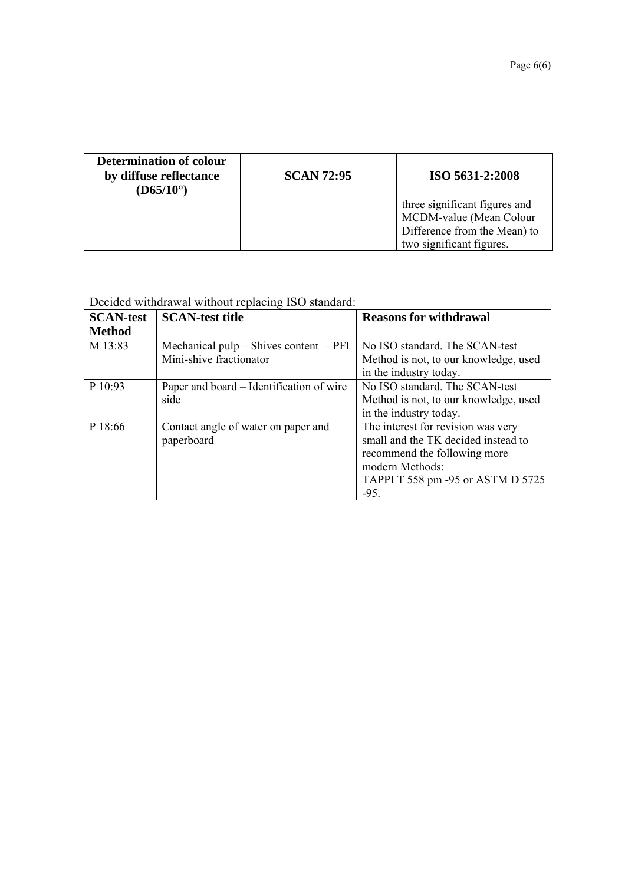| **Determination of colour by diffuse reflectance (D65/10°)** | **SCAN 72:95** | **ISO 5631-2:2008** |
|---|---|---|
| | | three significant figures and MCDM-value (Mean Colour Difference from the Mean) to two significant figures. |

Decided withdrawal without replacing ISO standard:

| **SCAN-test Method** | **SCAN-test title** | **Reasons for withdrawal** |
|---|---|---|
| M 13:83 | Mechanical pulp – Shives content – PFI Mini-shive fractionator | No ISO standard. The SCAN-test Method is not, to our knowledge, used in the industry today. |
| P 10:93 | Paper and board – Identification of wire side | No ISO standard. The SCAN-test Method is not, to our knowledge, used in the industry today. |
| P 18:66 | Contact angle of water on paper and paperboard | The interest for revision was very small and the TK decided instead to recommend the following more modern Methods: TAPPI T 558 pm -95 or ASTM D 5725 -95. |